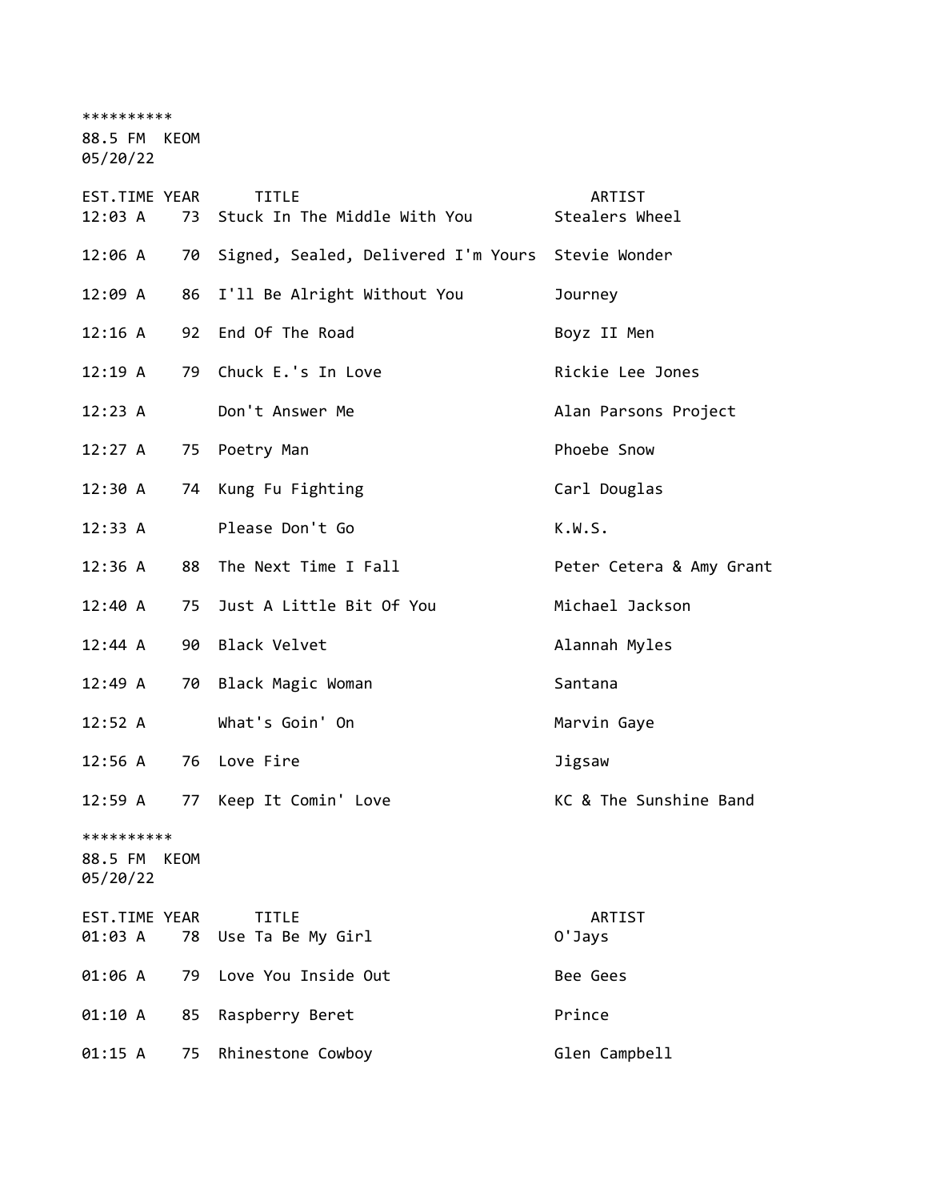**********
88.5 FM  KEOM
05/20/22

| EST.TIME | YEAR | TITLE | ARTIST |
|---|---|---|---|
| 12:03 A | 73 | Stuck In The Middle With You | Stealers Wheel |
| 12:06 A | 70 | Signed, Sealed, Delivered I'm Yours | Stevie Wonder |
| 12:09 A | 86 | I'll Be Alright Without You | Journey |
| 12:16 A | 92 | End Of The Road | Boyz II Men |
| 12:19 A | 79 | Chuck E.'s In Love | Rickie Lee Jones |
| 12:23 A | | Don't Answer Me | Alan Parsons Project |
| 12:27 A | 75 | Poetry Man | Phoebe Snow |
| 12:30 A | 74 | Kung Fu Fighting | Carl Douglas |
| 12:33 A | | Please Don't Go | K.W.S. |
| 12:36 A | 88 | The Next Time I Fall | Peter Cetera & Amy Grant |
| 12:40 A | 75 | Just A Little Bit Of You | Michael Jackson |
| 12:44 A | 90 | Black Velvet | Alannah Myles |
| 12:49 A | 70 | Black Magic Woman | Santana |
| 12:52 A | | What's Goin' On | Marvin Gaye |
| 12:56 A | 76 | Love Fire | Jigsaw |
| 12:59 A | 77 | Keep It Comin' Love | KC & The Sunshine Band |

**********
88.5 FM  KEOM
05/20/22

| EST.TIME | YEAR | TITLE | ARTIST |
|---|---|---|---|
| 01:03 A | 78 | Use Ta Be My Girl | O'Jays |
| 01:06 A | 79 | Love You Inside Out | Bee Gees |
| 01:10 A | 85 | Raspberry Beret | Prince |
| 01:15 A | 75 | Rhinestone Cowboy | Glen Campbell |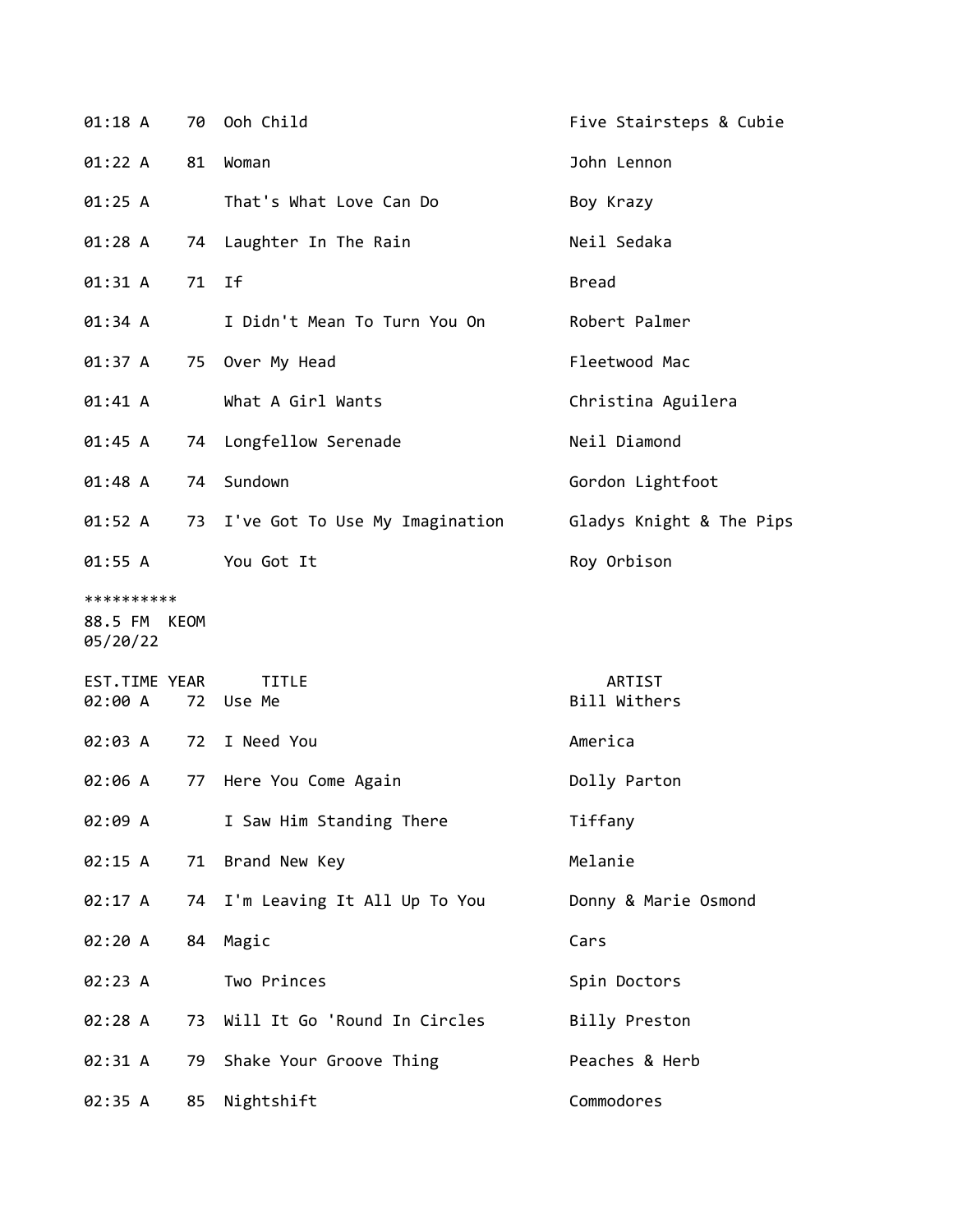| EST.TIME | YEAR | TITLE | ARTIST |
|---|---|---|---|
| 01:18 A | 70 | Ooh Child | Five Stairsteps & Cubie |
| 01:22 A | 81 | Woman | John Lennon |
| 01:25 A | | That's What Love Can Do | Boy Krazy |
| 01:28 A | 74 | Laughter In The Rain | Neil Sedaka |
| 01:31 A | 71 | If | Bread |
| 01:34 A | | I Didn't Mean To Turn You On | Robert Palmer |
| 01:37 A | 75 | Over My Head | Fleetwood Mac |
| 01:41 A | | What A Girl Wants | Christina Aguilera |
| 01:45 A | 74 | Longfellow Serenade | Neil Diamond |
| 01:48 A | 74 | Sundown | Gordon Lightfoot |
| 01:52 A | 73 | I've Got To Use My Imagination | Gladys Knight & The Pips |
| 01:55 A | | You Got It | Roy Orbison |

**********
88.5 FM KEOM
05/20/22

| EST.TIME | YEAR | TITLE | ARTIST |
|---|---|---|---|
| 02:00 A | 72 | Use Me | Bill Withers |
| 02:03 A | 72 | I Need You | America |
| 02:06 A | 77 | Here You Come Again | Dolly Parton |
| 02:09 A | | I Saw Him Standing There | Tiffany |
| 02:15 A | 71 | Brand New Key | Melanie |
| 02:17 A | 74 | I'm Leaving It All Up To You | Donny & Marie Osmond |
| 02:20 A | 84 | Magic | Cars |
| 02:23 A | | Two Princes | Spin Doctors |
| 02:28 A | 73 | Will It Go 'Round In Circles | Billy Preston |
| 02:31 A | 79 | Shake Your Groove Thing | Peaches & Herb |
| 02:35 A | 85 | Nightshift | Commodores |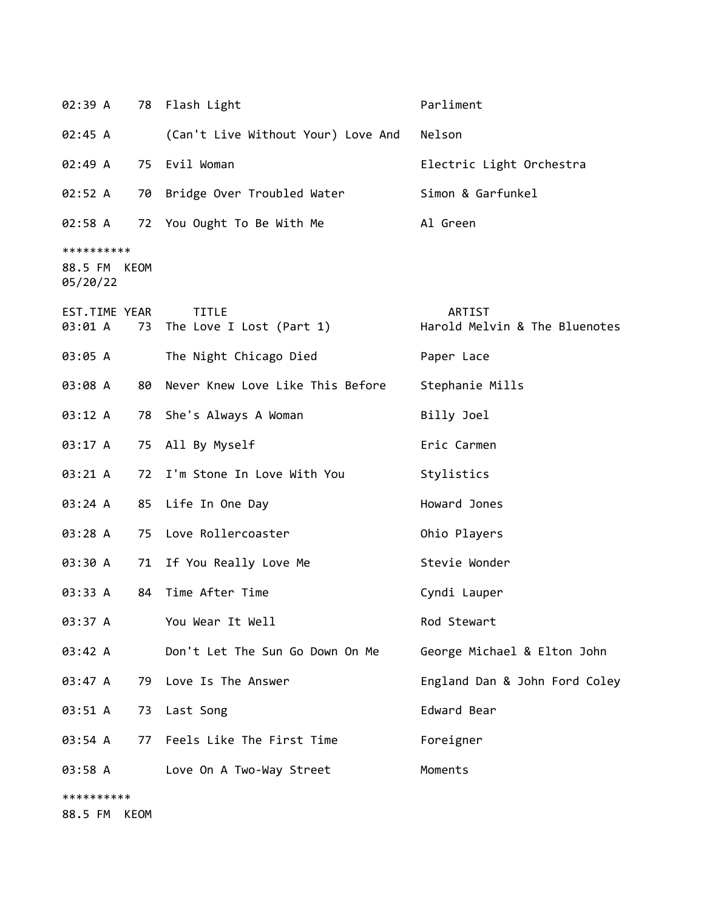| EST.TIME | YEAR | TITLE | ARTIST |
|---|---|---|---|
| 02:39 A | 78 | Flash Light | Parliment |
| 02:45 A | | (Can't Live Without Your) Love And | Nelson |
| 02:49 A | 75 | Evil Woman | Electric Light Orchestra |
| 02:52 A | 70 | Bridge Over Troubled Water | Simon & Garfunkel |
| 02:58 A | 72 | You Ought To Be With Me | Al Green |

**********
88.5 FM KEOM
05/20/22

| EST.TIME | YEAR | TITLE | ARTIST |
|---|---|---|---|
| 03:01 A | 73 | The Love I Lost (Part 1) | Harold Melvin & The Bluenotes |
| 03:05 A | | The Night Chicago Died | Paper Lace |
| 03:08 A | 80 | Never Knew Love Like This Before | Stephanie Mills |
| 03:12 A | 78 | She's Always A Woman | Billy Joel |
| 03:17 A | 75 | All By Myself | Eric Carmen |
| 03:21 A | 72 | I'm Stone In Love With You | Stylistics |
| 03:24 A | 85 | Life In One Day | Howard Jones |
| 03:28 A | 75 | Love Rollercoaster | Ohio Players |
| 03:30 A | 71 | If You Really Love Me | Stevie Wonder |
| 03:33 A | 84 | Time After Time | Cyndi Lauper |
| 03:37 A | | You Wear It Well | Rod Stewart |
| 03:42 A | | Don't Let The Sun Go Down On Me | George Michael & Elton John |
| 03:47 A | 79 | Love Is The Answer | England Dan & John Ford Coley |
| 03:51 A | 73 | Last Song | Edward Bear |
| 03:54 A | 77 | Feels Like The First Time | Foreigner |
| 03:58 A | | Love On A Two-Way Street | Moments |

**********
88.5 FM KEOM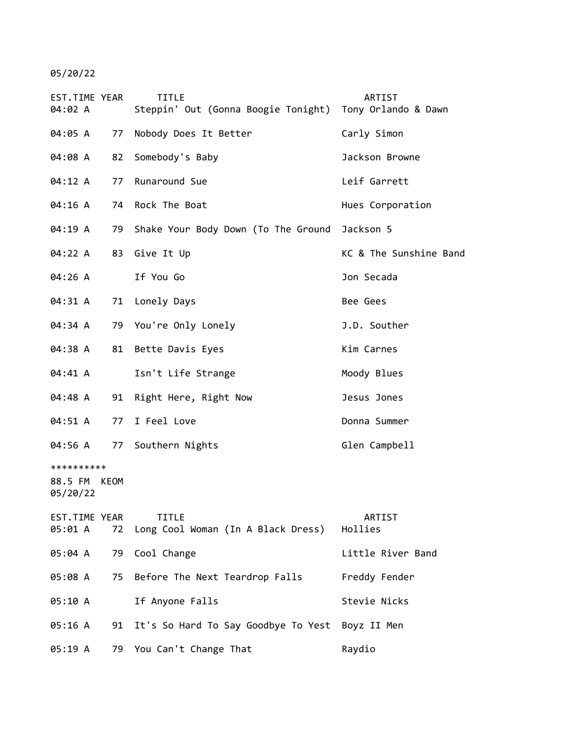05/20/22

| EST.TIME | YEAR | TITLE | ARTIST |
|---|---|---|---|
| 04:02 A | | Steppin' Out (Gonna Boogie Tonight) | Tony Orlando & Dawn |
| 04:05 A | 77 | Nobody Does It Better | Carly Simon |
| 04:08 A | 82 | Somebody's Baby | Jackson Browne |
| 04:12 A | 77 | Runaround Sue | Leif Garrett |
| 04:16 A | 74 | Rock The Boat | Hues Corporation |
| 04:19 A | 79 | Shake Your Body Down (To The Ground | Jackson 5 |
| 04:22 A | 83 | Give It Up | KC & The Sunshine Band |
| 04:26 A | | If You Go | Jon Secada |
| 04:31 A | 71 | Lonely Days | Bee Gees |
| 04:34 A | 79 | You're Only Lonely | J.D. Souther |
| 04:38 A | 81 | Bette Davis Eyes | Kim Carnes |
| 04:41 A | | Isn't Life Strange | Moody Blues |
| 04:48 A | 91 | Right Here, Right Now | Jesus Jones |
| 04:51 A | 77 | I Feel Love | Donna Summer |
| 04:56 A | 77 | Southern Nights | Glen Campbell |

**********

88.5 FM KEOM
05/20/22

| EST.TIME | YEAR | TITLE | ARTIST |
|---|---|---|---|
| 05:01 A | 72 | Long Cool Woman (In A Black Dress) | Hollies |
| 05:04 A | 79 | Cool Change | Little River Band |
| 05:08 A | 75 | Before The Next Teardrop Falls | Freddy Fender |
| 05:10 A | | If Anyone Falls | Stevie Nicks |
| 05:16 A | 91 | It's So Hard To Say Goodbye To Yest | Boyz II Men |
| 05:19 A | 79 | You Can't Change That | Raydio |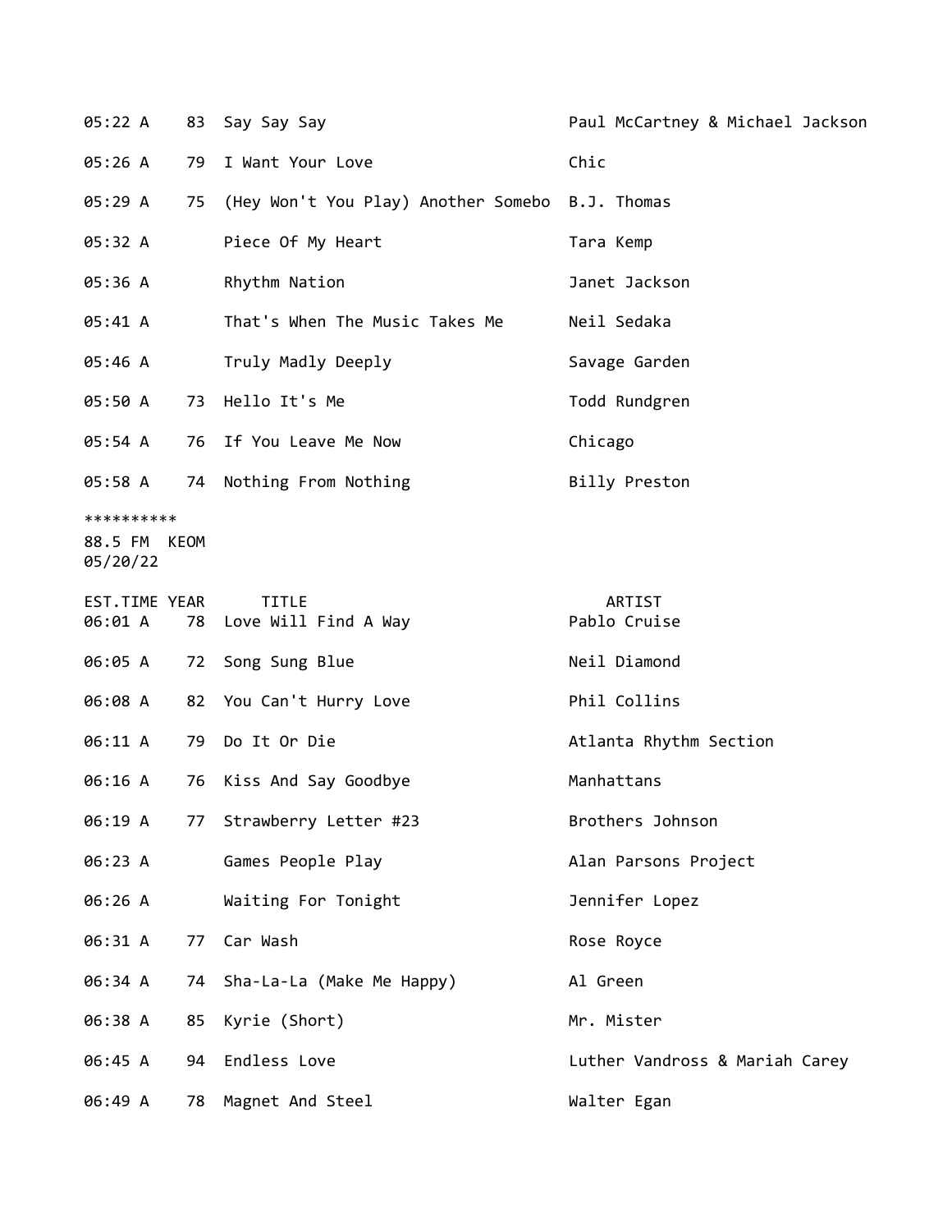| EST.TIME | YEAR | TITLE | ARTIST |
|---|---|---|---|
| 05:22 A | 83 | Say Say Say | Paul McCartney & Michael Jackson |
| 05:26 A | 79 | I Want Your Love | Chic |
| 05:29 A | 75 | (Hey Won't You Play) Another Somebo | B.J. Thomas |
| 05:32 A | | Piece Of My Heart | Tara Kemp |
| 05:36 A | | Rhythm Nation | Janet Jackson |
| 05:41 A | | That's When The Music Takes Me | Neil Sedaka |
| 05:46 A | | Truly Madly Deeply | Savage Garden |
| 05:50 A | 73 | Hello It's Me | Todd Rundgren |
| 05:54 A | 76 | If You Leave Me Now | Chicago |
| 05:58 A | 74 | Nothing From Nothing | Billy Preston |

**********
88.5 FM KEOM
05/20/22

| EST.TIME | YEAR | TITLE | ARTIST |
|---|---|---|---|
| 06:01 A | 78 | Love Will Find A Way | Pablo Cruise |
| 06:05 A | 72 | Song Sung Blue | Neil Diamond |
| 06:08 A | 82 | You Can't Hurry Love | Phil Collins |
| 06:11 A | 79 | Do It Or Die | Atlanta Rhythm Section |
| 06:16 A | 76 | Kiss And Say Goodbye | Manhattans |
| 06:19 A | 77 | Strawberry Letter #23 | Brothers Johnson |
| 06:23 A | | Games People Play | Alan Parsons Project |
| 06:26 A | | Waiting For Tonight | Jennifer Lopez |
| 06:31 A | 77 | Car Wash | Rose Royce |
| 06:34 A | 74 | Sha-La-La (Make Me Happy) | Al Green |
| 06:38 A | 85 | Kyrie (Short) | Mr. Mister |
| 06:45 A | 94 | Endless Love | Luther Vandross & Mariah Carey |
| 06:49 A | 78 | Magnet And Steel | Walter Egan |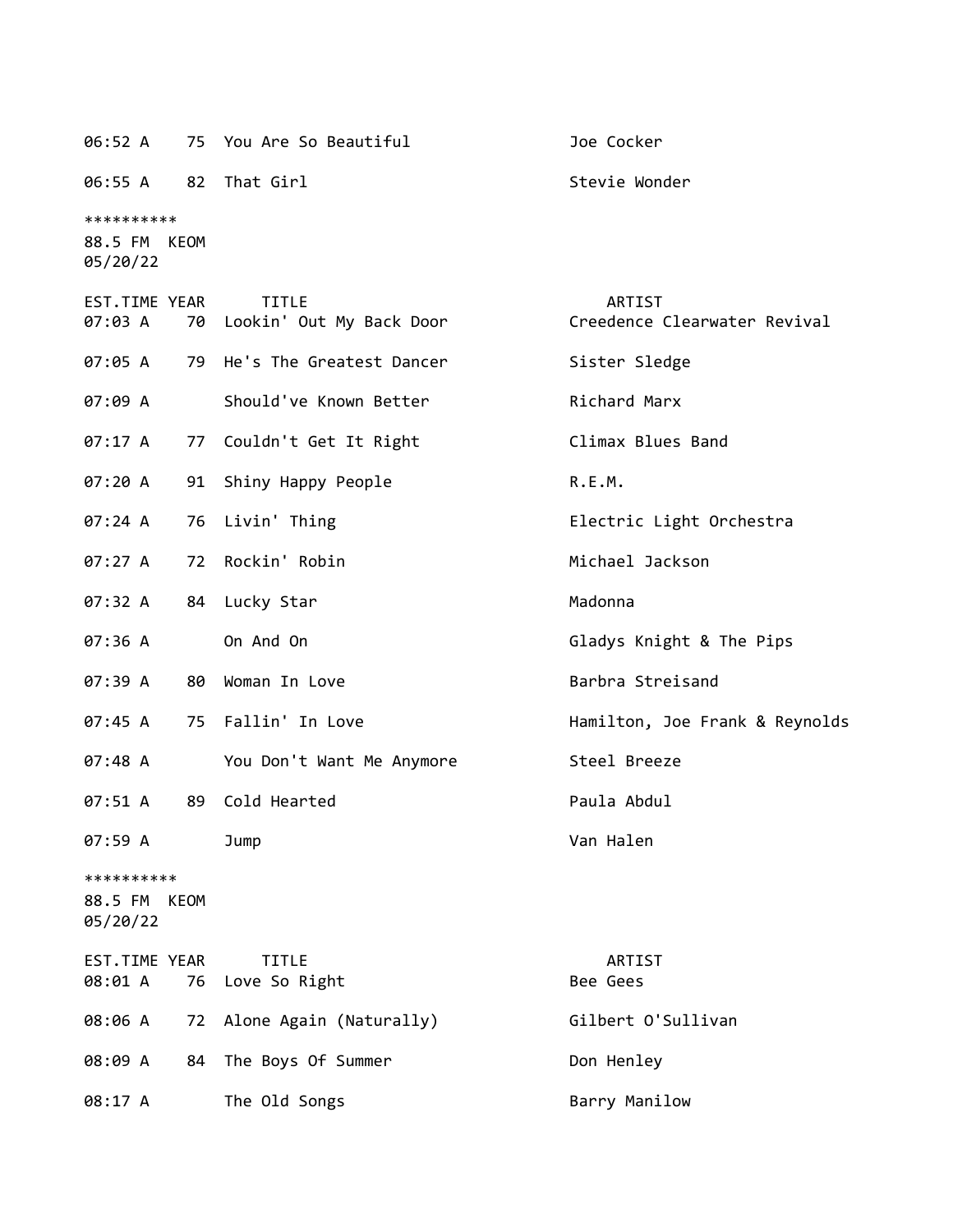| EST.TIME | YEAR | TITLE | ARTIST |
|---|---|---|---|
| 06:52 A | 75 | You Are So Beautiful | Joe Cocker |
| 06:55 A | 82 | That Girl | Stevie Wonder |

**********
88.5 FM KEOM
05/20/22

| EST.TIME | YEAR | TITLE | ARTIST |
|---|---|---|---|
| 07:03 A | 70 | Lookin' Out My Back Door | Creedence Clearwater Revival |
| 07:05 A | 79 | He's The Greatest Dancer | Sister Sledge |
| 07:09 A | | Should've Known Better | Richard Marx |
| 07:17 A | 77 | Couldn't Get It Right | Climax Blues Band |
| 07:20 A | 91 | Shiny Happy People | R.E.M. |
| 07:24 A | 76 | Livin' Thing | Electric Light Orchestra |
| 07:27 A | 72 | Rockin' Robin | Michael Jackson |
| 07:32 A | 84 | Lucky Star | Madonna |
| 07:36 A | | On And On | Gladys Knight & The Pips |
| 07:39 A | 80 | Woman In Love | Barbra Streisand |
| 07:45 A | 75 | Fallin' In Love | Hamilton, Joe Frank & Reynolds |
| 07:48 A | | You Don't Want Me Anymore | Steel Breeze |
| 07:51 A | 89 | Cold Hearted | Paula Abdul |
| 07:59 A | | Jump | Van Halen |

**********
88.5 FM KEOM
05/20/22

| EST.TIME | YEAR | TITLE | ARTIST |
|---|---|---|---|
| 08:01 A | 76 | Love So Right | Bee Gees |
| 08:06 A | 72 | Alone Again (Naturally) | Gilbert O'Sullivan |
| 08:09 A | 84 | The Boys Of Summer | Don Henley |
| 08:17 A | | The Old Songs | Barry Manilow |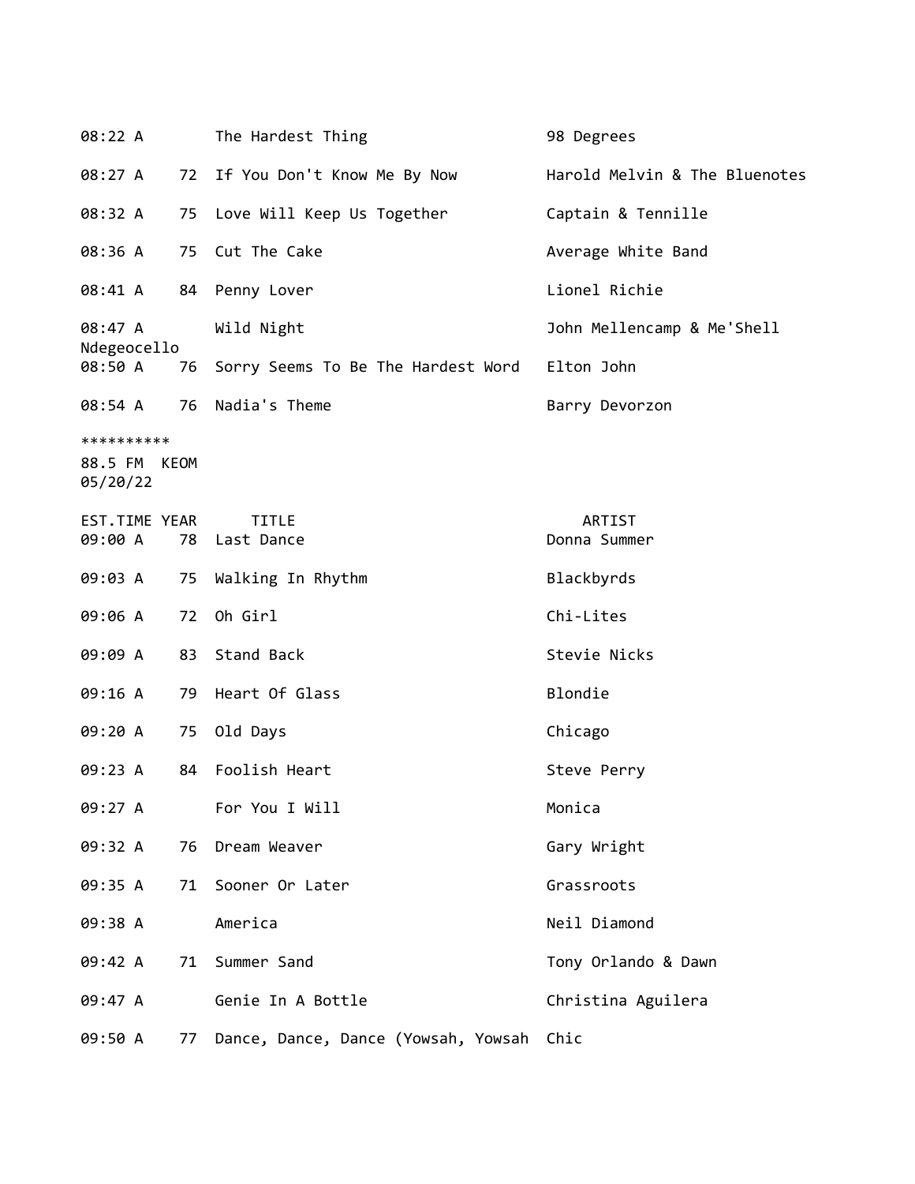| EST.TIME | YEAR | TITLE | ARTIST |
|---|---|---|---|
| 08:22 A | | The Hardest Thing | 98 Degrees |
| 08:27 A | 72 | If You Don't Know Me By Now | Harold Melvin & The Bluenotes |
| 08:32 A | 75 | Love Will Keep Us Together | Captain & Tennille |
| 08:36 A | 75 | Cut The Cake | Average White Band |
| 08:41 A | 84 | Penny Lover | Lionel Richie |
| 08:47 A | | Wild Night | John Mellencamp & Me'Shell Ndegeocello |
| 08:50 A | 76 | Sorry Seems To Be The Hardest Word | Elton John |
| 08:54 A | 76 | Nadia's Theme | Barry Devorzon |

**********
88.5 FM KEOM
05/20/22

| EST.TIME | YEAR | TITLE | ARTIST |
|---|---|---|---|
| 09:00 A | 78 | Last Dance | Donna Summer |
| 09:03 A | 75 | Walking In Rhythm | Blackbyrds |
| 09:06 A | 72 | Oh Girl | Chi-Lites |
| 09:09 A | 83 | Stand Back | Stevie Nicks |
| 09:16 A | 79 | Heart Of Glass | Blondie |
| 09:20 A | 75 | Old Days | Chicago |
| 09:23 A | 84 | Foolish Heart | Steve Perry |
| 09:27 A | | For You I Will | Monica |
| 09:32 A | 76 | Dream Weaver | Gary Wright |
| 09:35 A | 71 | Sooner Or Later | Grassroots |
| 09:38 A | | America | Neil Diamond |
| 09:42 A | 71 | Summer Sand | Tony Orlando & Dawn |
| 09:47 A | | Genie In A Bottle | Christina Aguilera |
| 09:50 A | 77 | Dance, Dance, Dance (Yowsah, Yowsah | Chic |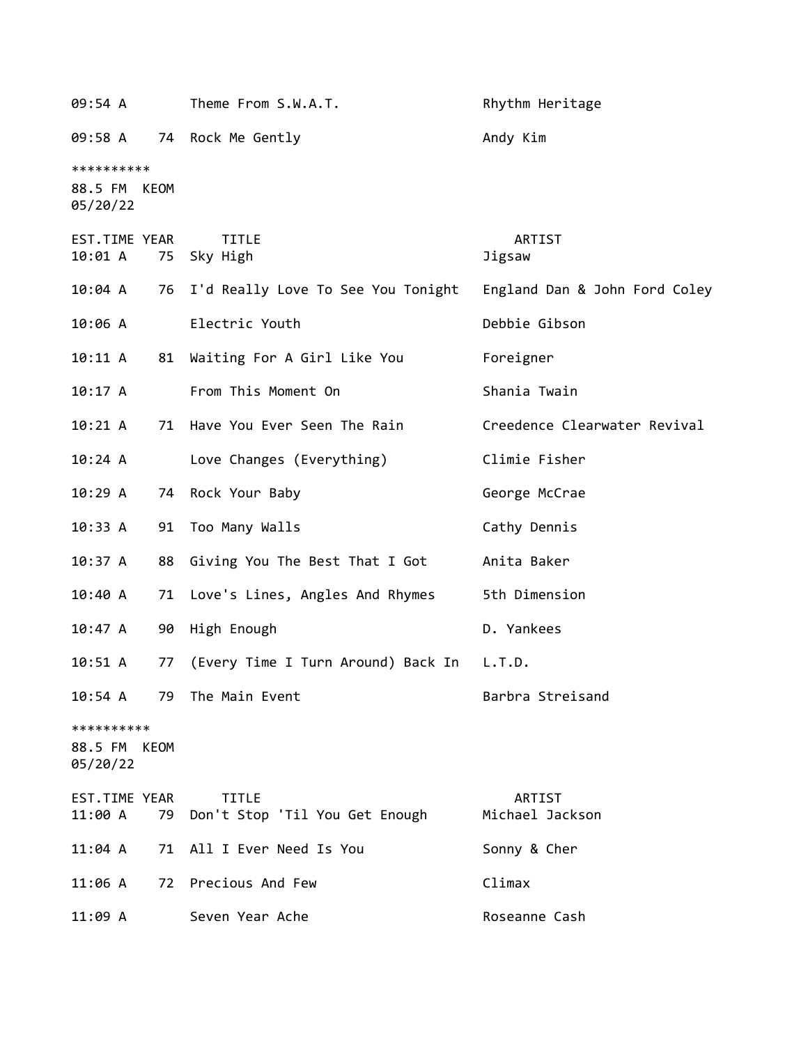| EST.TIME | YEAR | TITLE | ARTIST |
|---|---|---|---|
| 09:54 A | | Theme From S.W.A.T. | Rhythm Heritage |
| 09:58 A | 74 | Rock Me Gently | Andy Kim |

**********
88.5 FM KEOM
05/20/22

| EST.TIME | YEAR | TITLE | ARTIST |
|---|---|---|---|
| 10:01 A | 75 | Sky High | Jigsaw |
| 10:04 A | 76 | I'd Really Love To See You Tonight | England Dan & John Ford Coley |
| 10:06 A | | Electric Youth | Debbie Gibson |
| 10:11 A | 81 | Waiting For A Girl Like You | Foreigner |
| 10:17 A | | From This Moment On | Shania Twain |
| 10:21 A | 71 | Have You Ever Seen The Rain | Creedence Clearwater Revival |
| 10:24 A | | Love Changes (Everything) | Climie Fisher |
| 10:29 A | 74 | Rock Your Baby | George McCrae |
| 10:33 A | 91 | Too Many Walls | Cathy Dennis |
| 10:37 A | 88 | Giving You The Best That I Got | Anita Baker |
| 10:40 A | 71 | Love's Lines, Angles And Rhymes | 5th Dimension |
| 10:47 A | 90 | High Enough | D. Yankees |
| 10:51 A | 77 | (Every Time I Turn Around) Back In | L.T.D. |
| 10:54 A | 79 | The Main Event | Barbra Streisand |

**********
88.5 FM KEOM
05/20/22

| EST.TIME | YEAR | TITLE | ARTIST |
|---|---|---|---|
| 11:00 A | 79 | Don't Stop 'Til You Get Enough | Michael Jackson |
| 11:04 A | 71 | All I Ever Need Is You | Sonny & Cher |
| 11:06 A | 72 | Precious And Few | Climax |
| 11:09 A | | Seven Year Ache | Roseanne Cash |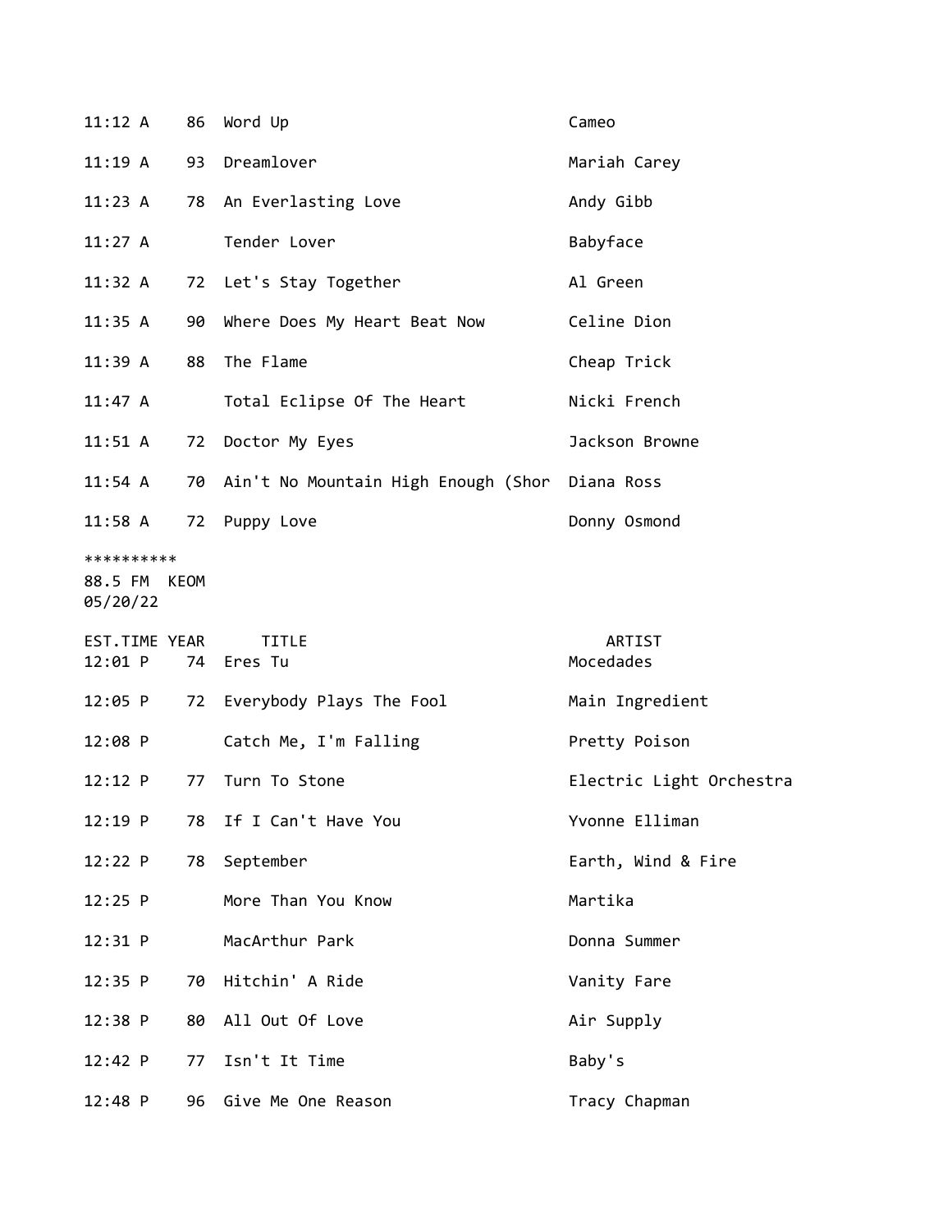| EST.TIME | YEAR | TITLE | ARTIST |
|---|---|---|---|
| 11:12 A | 86 | Word Up | Cameo |
| 11:19 A | 93 | Dreamlover | Mariah Carey |
| 11:23 A | 78 | An Everlasting Love | Andy Gibb |
| 11:27 A | | Tender Lover | Babyface |
| 11:32 A | 72 | Let's Stay Together | Al Green |
| 11:35 A | 90 | Where Does My Heart Beat Now | Celine Dion |
| 11:39 A | 88 | The Flame | Cheap Trick |
| 11:47 A | | Total Eclipse Of The Heart | Nicki French |
| 11:51 A | 72 | Doctor My Eyes | Jackson Browne |
| 11:54 A | 70 | Ain't No Mountain High Enough (Shor | Diana Ross |
| 11:58 A | 72 | Puppy Love | Donny Osmond |

**********
88.5 FM KEOM
05/20/22

| EST.TIME | YEAR | TITLE | ARTIST |
|---|---|---|---|
| 12:01 P | 74 | Eres Tu | Mocedades |
| 12:05 P | 72 | Everybody Plays The Fool | Main Ingredient |
| 12:08 P | | Catch Me, I'm Falling | Pretty Poison |
| 12:12 P | 77 | Turn To Stone | Electric Light Orchestra |
| 12:19 P | 78 | If I Can't Have You | Yvonne Elliman |
| 12:22 P | 78 | September | Earth, Wind & Fire |
| 12:25 P | | More Than You Know | Martika |
| 12:31 P | | MacArthur Park | Donna Summer |
| 12:35 P | 70 | Hitchin' A Ride | Vanity Fare |
| 12:38 P | 80 | All Out Of Love | Air Supply |
| 12:42 P | 77 | Isn't It Time | Baby's |
| 12:48 P | 96 | Give Me One Reason | Tracy Chapman |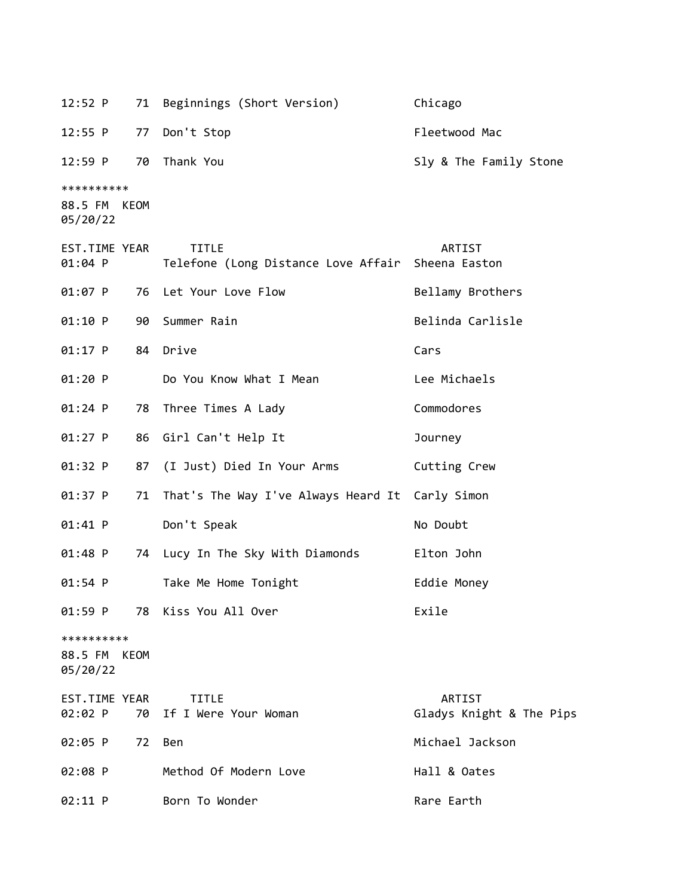| EST.TIME | YEAR | TITLE | ARTIST |
|---|---|---|---|
| 12:52 P | 71 | Beginnings (Short Version) | Chicago |
| 12:55 P | 77 | Don't Stop | Fleetwood Mac |
| 12:59 P | 70 | Thank You | Sly & The Family Stone |

**********
88.5 FM KEOM
05/20/22

| EST.TIME | YEAR | TITLE | ARTIST |
|---|---|---|---|
| 01:04 P | | Telefone (Long Distance Love Affair | Sheena Easton |
| 01:07 P | 76 | Let Your Love Flow | Bellamy Brothers |
| 01:10 P | 90 | Summer Rain | Belinda Carlisle |
| 01:17 P | 84 | Drive | Cars |
| 01:20 P | | Do You Know What I Mean | Lee Michaels |
| 01:24 P | 78 | Three Times A Lady | Commodores |
| 01:27 P | 86 | Girl Can't Help It | Journey |
| 01:32 P | 87 | (I Just) Died In Your Arms | Cutting Crew |
| 01:37 P | 71 | That's The Way I've Always Heard It | Carly Simon |
| 01:41 P | | Don't Speak | No Doubt |
| 01:48 P | 74 | Lucy In The Sky With Diamonds | Elton John |
| 01:54 P | | Take Me Home Tonight | Eddie Money |
| 01:59 P | 78 | Kiss You All Over | Exile |

**********
88.5 FM KEOM
05/20/22

| EST.TIME | YEAR | TITLE | ARTIST |
|---|---|---|---|
| 02:02 P | 70 | If I Were Your Woman | Gladys Knight & The Pips |
| 02:05 P | 72 | Ben | Michael Jackson |
| 02:08 P | | Method Of Modern Love | Hall & Oates |
| 02:11 P | | Born To Wonder | Rare Earth |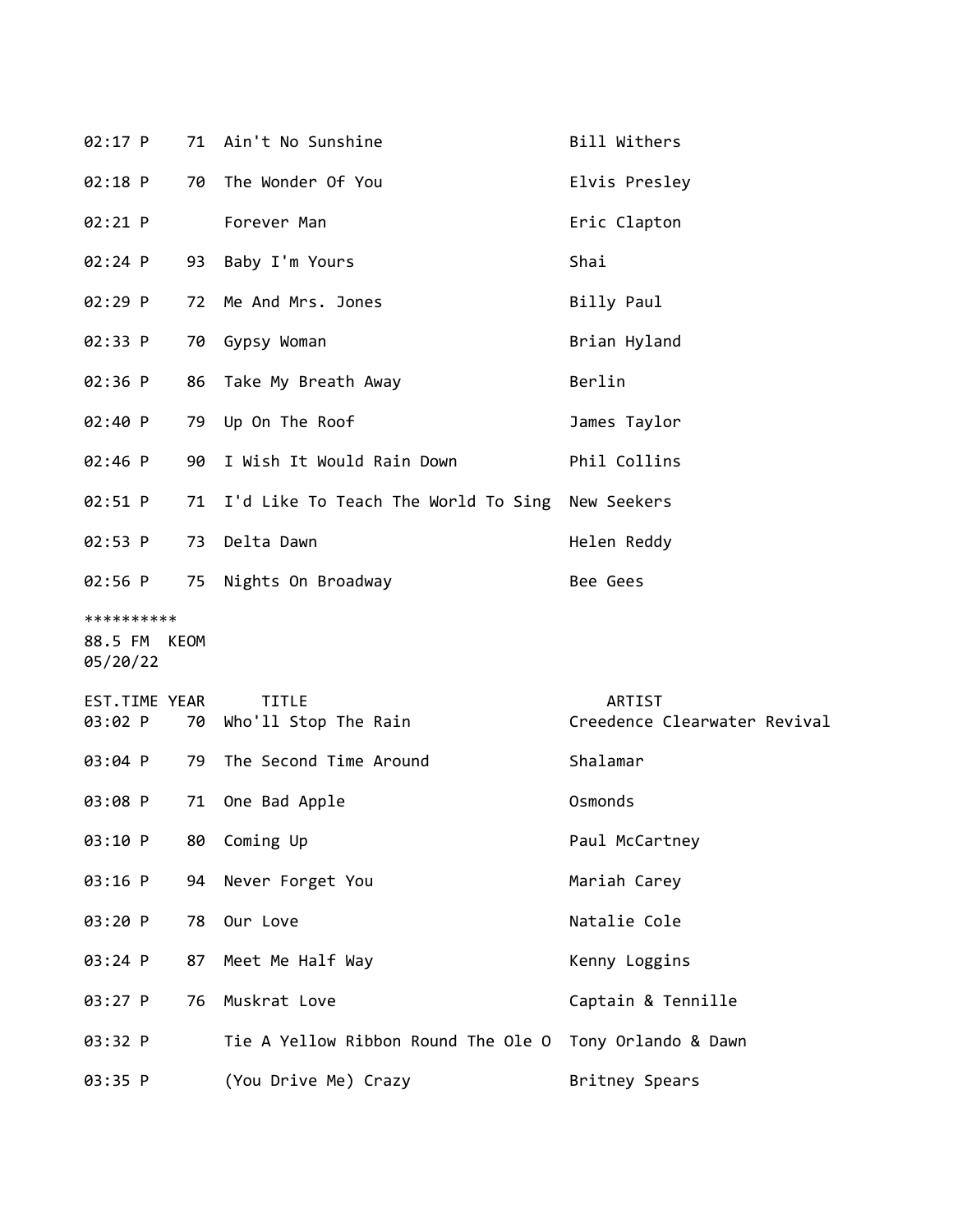| | | | |
|---|---|---|---|
| 02:17 P | 71 | Ain't No Sunshine | Bill Withers |
| 02:18 P | 70 | The Wonder Of You | Elvis Presley |
| 02:21 P | | Forever Man | Eric Clapton |
| 02:24 P | 93 | Baby I'm Yours | Shai |
| 02:29 P | 72 | Me And Mrs. Jones | Billy Paul |
| 02:33 P | 70 | Gypsy Woman | Brian Hyland |
| 02:36 P | 86 | Take My Breath Away | Berlin |
| 02:40 P | 79 | Up On The Roof | James Taylor |
| 02:46 P | 90 | I Wish It Would Rain Down | Phil Collins |
| 02:51 P | 71 | I'd Like To Teach The World To Sing | New Seekers |
| 02:53 P | 73 | Delta Dawn | Helen Reddy |
| 02:56 P | 75 | Nights On Broadway | Bee Gees |

**********
88.5 FM KEOM
05/20/22

| EST.TIME | YEAR | TITLE | ARTIST |
|---|---|---|---|
| 03:02 P | 70 | Who'll Stop The Rain | Creedence Clearwater Revival |
| 03:04 P | 79 | The Second Time Around | Shalamar |
| 03:08 P | 71 | One Bad Apple | Osmonds |
| 03:10 P | 80 | Coming Up | Paul McCartney |
| 03:16 P | 94 | Never Forget You | Mariah Carey |
| 03:20 P | 78 | Our Love | Natalie Cole |
| 03:24 P | 87 | Meet Me Half Way | Kenny Loggins |
| 03:27 P | 76 | Muskrat Love | Captain & Tennille |
| 03:32 P | | Tie A Yellow Ribbon Round The Ole O | Tony Orlando & Dawn |
| 03:35 P | | (You Drive Me) Crazy | Britney Spears |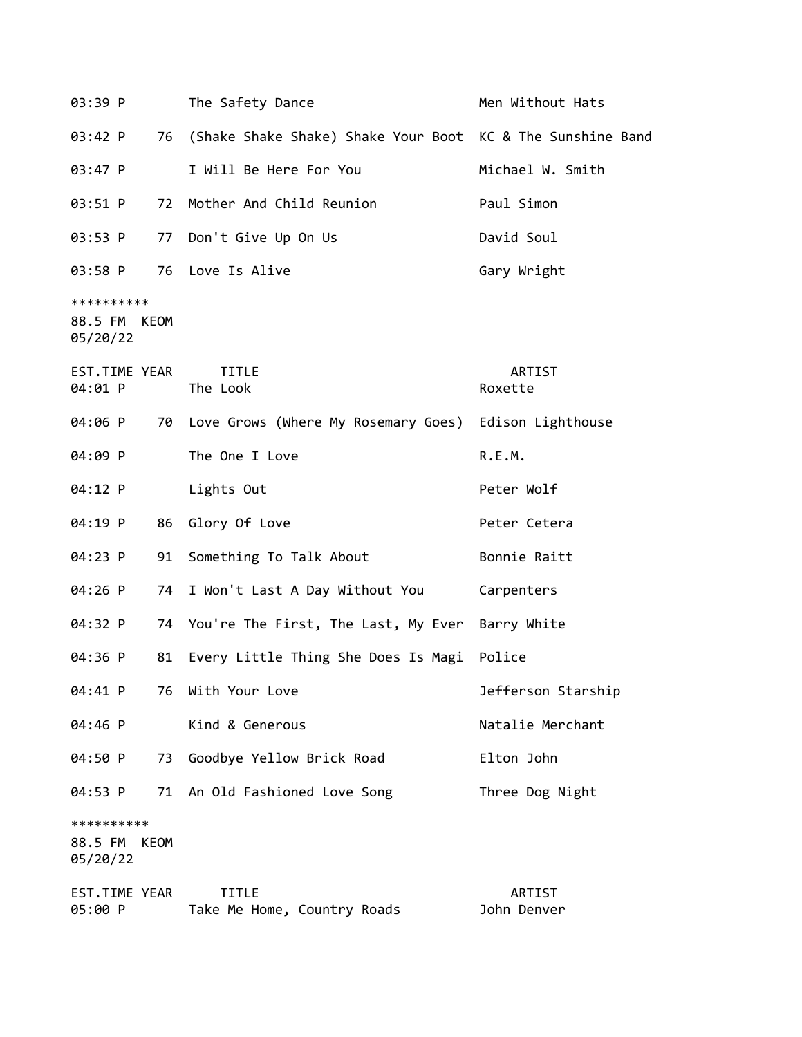| EST.TIME | YEAR | TITLE | ARTIST |
|---|---|---|---|
| 03:39 P | | The Safety Dance | Men Without Hats |
| 03:42 P | 76 | (Shake Shake Shake) Shake Your Boot | KC & The Sunshine Band |
| 03:47 P | | I Will Be Here For You | Michael W. Smith |
| 03:51 P | 72 | Mother And Child Reunion | Paul Simon |
| 03:53 P | 77 | Don't Give Up On Us | David Soul |
| 03:58 P | 76 | Love Is Alive | Gary Wright |

**********
88.5 FM KEOM
05/20/22

| EST.TIME | YEAR | TITLE | ARTIST |
|---|---|---|---|
| 04:01 P | | The Look | Roxette |
| 04:06 P | 70 | Love Grows (Where My Rosemary Goes) | Edison Lighthouse |
| 04:09 P | | The One I Love | R.E.M. |
| 04:12 P | | Lights Out | Peter Wolf |
| 04:19 P | 86 | Glory Of Love | Peter Cetera |
| 04:23 P | 91 | Something To Talk About | Bonnie Raitt |
| 04:26 P | 74 | I Won't Last A Day Without You | Carpenters |
| 04:32 P | 74 | You're The First, The Last, My Ever | Barry White |
| 04:36 P | 81 | Every Little Thing She Does Is Magi | Police |
| 04:41 P | 76 | With Your Love | Jefferson Starship |
| 04:46 P | | Kind & Generous | Natalie Merchant |
| 04:50 P | 73 | Goodbye Yellow Brick Road | Elton John |
| 04:53 P | 71 | An Old Fashioned Love Song | Three Dog Night |

**********
88.5 FM KEOM
05/20/22

| EST.TIME | YEAR | TITLE | ARTIST |
|---|---|---|---|
| 05:00 P | | Take Me Home, Country Roads | John Denver |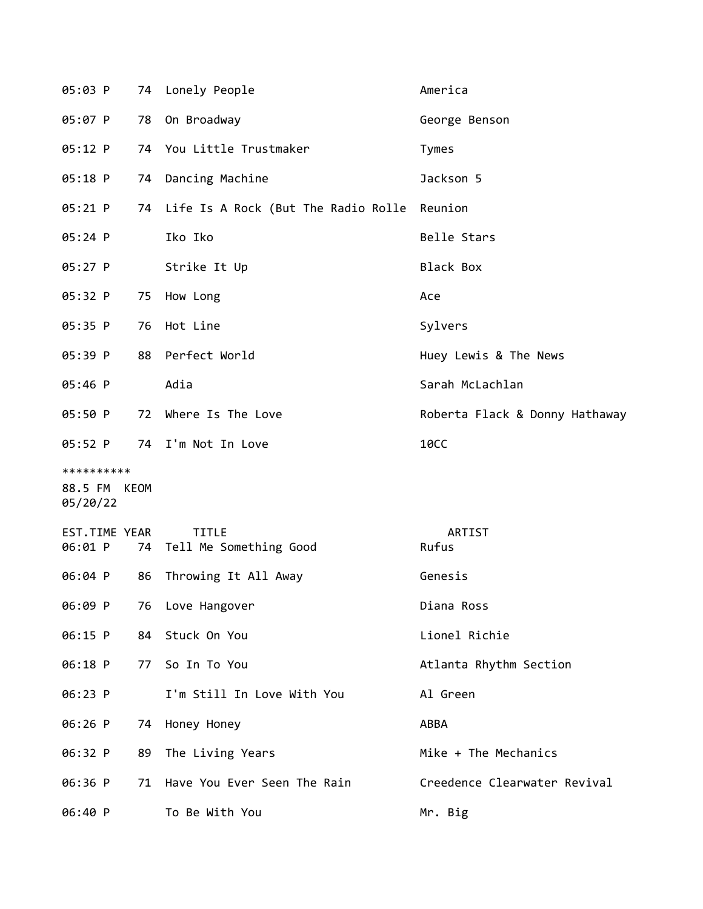| | | | |
|---|---|---|---|
| 05:03 P | 74 | Lonely People | America |
| 05:07 P | 78 | On Broadway | George Benson |
| 05:12 P | 74 | You Little Trustmaker | Tymes |
| 05:18 P | 74 | Dancing Machine | Jackson 5 |
| 05:21 P | 74 | Life Is A Rock (But The Radio Rolle | Reunion |
| 05:24 P | | Iko Iko | Belle Stars |
| 05:27 P | | Strike It Up | Black Box |
| 05:32 P | 75 | How Long | Ace |
| 05:35 P | 76 | Hot Line | Sylvers |
| 05:39 P | 88 | Perfect World | Huey Lewis & The News |
| 05:46 P | | Adia | Sarah McLachlan |
| 05:50 P | 72 | Where Is The Love | Roberta Flack & Donny Hathaway |
| 05:52 P | 74 | I'm Not In Love | 10CC |

**********
88.5 FM KEOM
05/20/22

| EST.TIME | YEAR | TITLE | ARTIST |
|---|---|---|---|
| 06:01 P | 74 | Tell Me Something Good | Rufus |
| 06:04 P | 86 | Throwing It All Away | Genesis |
| 06:09 P | 76 | Love Hangover | Diana Ross |
| 06:15 P | 84 | Stuck On You | Lionel Richie |
| 06:18 P | 77 | So In To You | Atlanta Rhythm Section |
| 06:23 P | | I'm Still In Love With You | Al Green |
| 06:26 P | 74 | Honey Honey | ABBA |
| 06:32 P | 89 | The Living Years | Mike + The Mechanics |
| 06:36 P | 71 | Have You Ever Seen The Rain | Creedence Clearwater Revival |
| 06:40 P | | To Be With You | Mr. Big |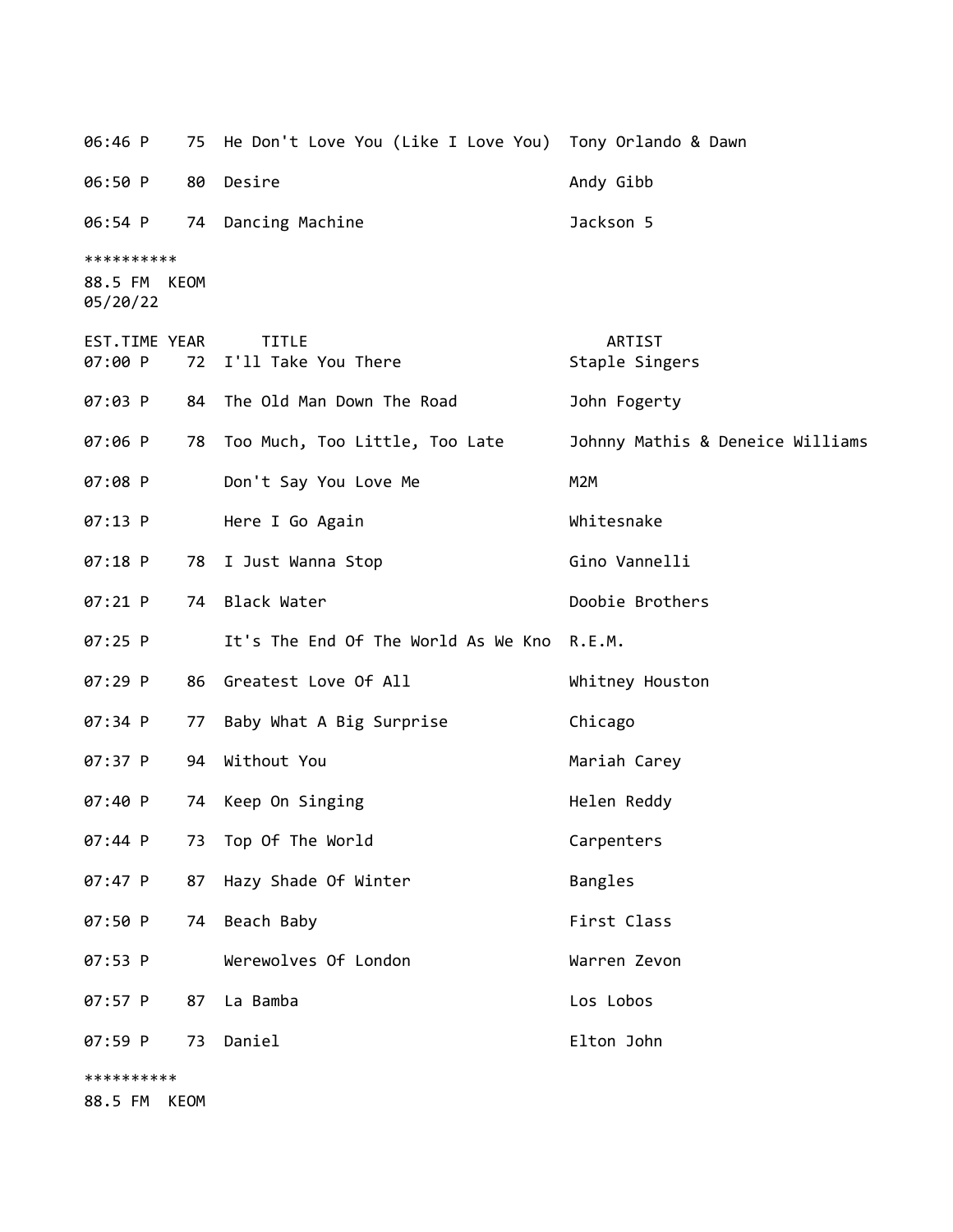| EST.TIME | YEAR | TITLE | ARTIST |
|---|---|---|---|
| 06:46 P | 75 | He Don't Love You (Like I Love You) | Tony Orlando & Dawn |
| 06:50 P | 80 | Desire | Andy Gibb |
| 06:54 P | 74 | Dancing Machine | Jackson 5 |

**********
88.5 FM  KEOM
05/20/22

| EST.TIME | YEAR | TITLE | ARTIST |
|---|---|---|---|
| 07:00 P | 72 | I'll Take You There | Staple Singers |
| 07:03 P | 84 | The Old Man Down The Road | John Fogerty |
| 07:06 P | 78 | Too Much, Too Little, Too Late | Johnny Mathis & Deneice Williams |
| 07:08 P | | Don't Say You Love Me | M2M |
| 07:13 P | | Here I Go Again | Whitesnake |
| 07:18 P | 78 | I Just Wanna Stop | Gino Vannelli |
| 07:21 P | 74 | Black Water | Doobie Brothers |
| 07:25 P | | It's The End Of The World As We Kno | R.E.M. |
| 07:29 P | 86 | Greatest Love Of All | Whitney Houston |
| 07:34 P | 77 | Baby What A Big Surprise | Chicago |
| 07:37 P | 94 | Without You | Mariah Carey |
| 07:40 P | 74 | Keep On Singing | Helen Reddy |
| 07:44 P | 73 | Top Of The World | Carpenters |
| 07:47 P | 87 | Hazy Shade Of Winter | Bangles |
| 07:50 P | 74 | Beach Baby | First Class |
| 07:53 P | | Werewolves Of London | Warren Zevon |
| 07:57 P | 87 | La Bamba | Los Lobos |
| 07:59 P | 73 | Daniel | Elton John |

**********
88.5 FM  KEOM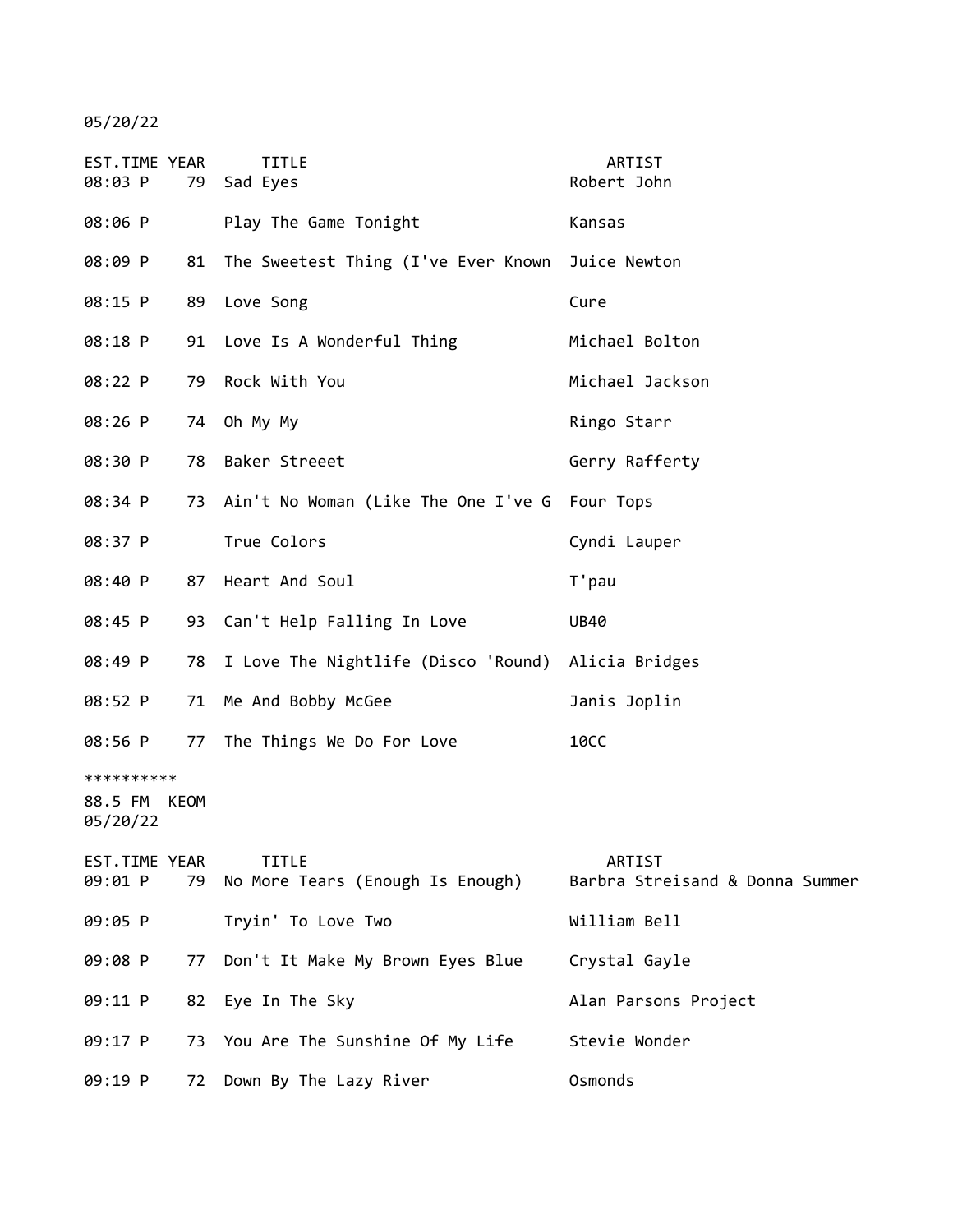05/20/22

| EST.TIME | YEAR | TITLE | ARTIST |
|---|---|---|---|
| 08:03 P | 79 | Sad Eyes | Robert John |
| 08:06 P | | Play The Game Tonight | Kansas |
| 08:09 P | 81 | The Sweetest Thing (I've Ever Known | Juice Newton |
| 08:15 P | 89 | Love Song | Cure |
| 08:18 P | 91 | Love Is A Wonderful Thing | Michael Bolton |
| 08:22 P | 79 | Rock With You | Michael Jackson |
| 08:26 P | 74 | Oh My My | Ringo Starr |
| 08:30 P | 78 | Baker Streeet | Gerry Rafferty |
| 08:34 P | 73 | Ain't No Woman (Like The One I've G | Four Tops |
| 08:37 P | | True Colors | Cyndi Lauper |
| 08:40 P | 87 | Heart And Soul | T'pau |
| 08:45 P | 93 | Can't Help Falling In Love | UB40 |
| 08:49 P | 78 | I Love The Nightlife (Disco 'Round) | Alicia Bridges |
| 08:52 P | 71 | Me And Bobby McGee | Janis Joplin |
| 08:56 P | 77 | The Things We Do For Love | 10CC |

**********

88.5 FM KEOM
05/20/22

| EST.TIME | YEAR | TITLE | ARTIST |
|---|---|---|---|
| 09:01 P | 79 | No More Tears (Enough Is Enough) | Barbra Streisand & Donna Summer |
| 09:05 P | | Tryin' To Love Two | William Bell |
| 09:08 P | 77 | Don't It Make My Brown Eyes Blue | Crystal Gayle |
| 09:11 P | 82 | Eye In The Sky | Alan Parsons Project |
| 09:17 P | 73 | You Are The Sunshine Of My Life | Stevie Wonder |
| 09:19 P | 72 | Down By The Lazy River | Osmonds |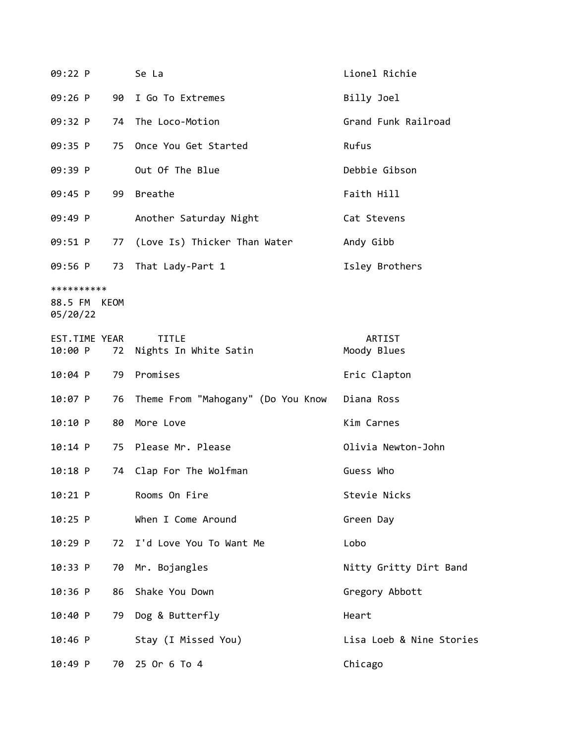| | | | |
|---|---|---|---|
| 09:22 P | | Se La | Lionel Richie |
| 09:26 P | 90 | I Go To Extremes | Billy Joel |
| 09:32 P | 74 | The Loco-Motion | Grand Funk Railroad |
| 09:35 P | 75 | Once You Get Started | Rufus |
| 09:39 P | | Out Of The Blue | Debbie Gibson |
| 09:45 P | 99 | Breathe | Faith Hill |
| 09:49 P | | Another Saturday Night | Cat Stevens |
| 09:51 P | 77 | (Love Is) Thicker Than Water | Andy Gibb |
| 09:56 P | 73 | That Lady-Part 1 | Isley Brothers |

**********
88.5 FM KEOM
05/20/22

| EST.TIME | YEAR | TITLE | ARTIST |
|---|---|---|---|
| 10:00 P | 72 | Nights In White Satin | Moody Blues |
| 10:04 P | 79 | Promises | Eric Clapton |
| 10:07 P | 76 | Theme From "Mahogany" (Do You Know | Diana Ross |
| 10:10 P | 80 | More Love | Kim Carnes |
| 10:14 P | 75 | Please Mr. Please | Olivia Newton-John |
| 10:18 P | 74 | Clap For The Wolfman | Guess Who |
| 10:21 P | | Rooms On Fire | Stevie Nicks |
| 10:25 P | | When I Come Around | Green Day |
| 10:29 P | 72 | I'd Love You To Want Me | Lobo |
| 10:33 P | 70 | Mr. Bojangles | Nitty Gritty Dirt Band |
| 10:36 P | 86 | Shake You Down | Gregory Abbott |
| 10:40 P | 79 | Dog & Butterfly | Heart |
| 10:46 P | | Stay (I Missed You) | Lisa Loeb & Nine Stories |
| 10:49 P | 70 | 25 Or 6 To 4 | Chicago |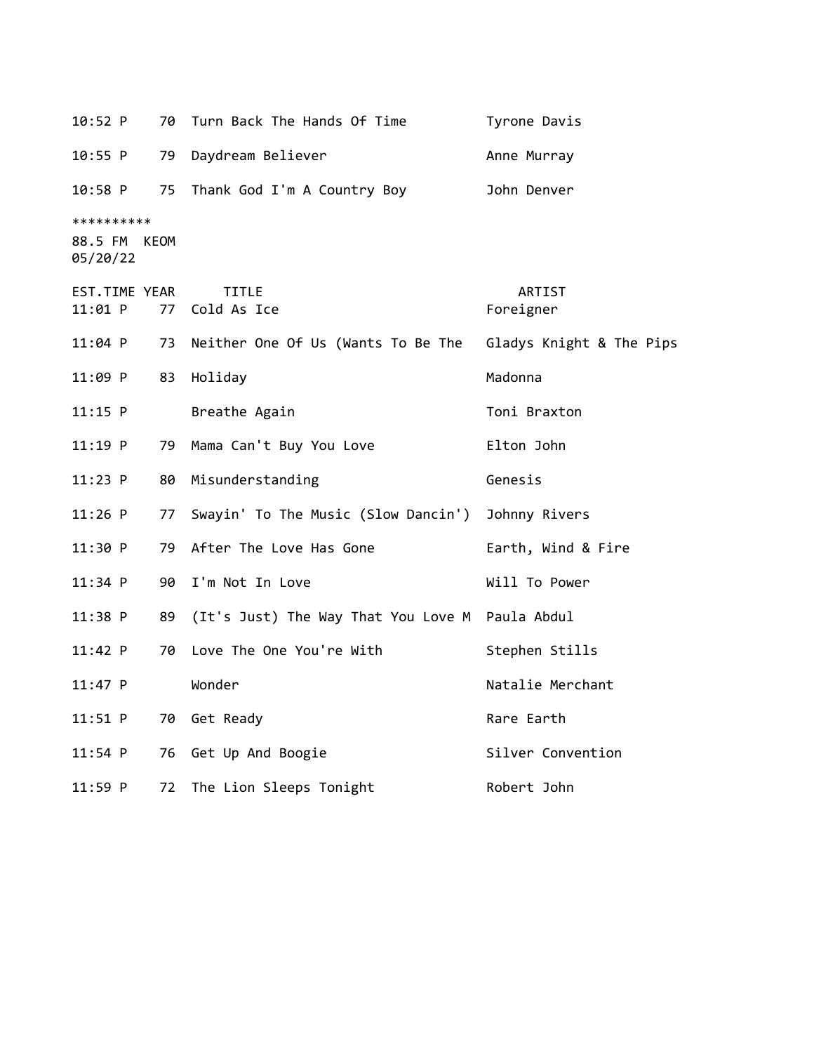| | | | |
|---|---|---|---|
| 10:52 P | 70 | Turn Back The Hands Of Time | Tyrone Davis |
| 10:55 P | 79 | Daydream Believer | Anne Murray |
| 10:58 P | 75 | Thank God I'm A Country Boy | John Denver |

**********
88.5 FM KEOM
05/20/22

| EST.TIME | YEAR | TITLE | ARTIST |
|---|---|---|---|
| 11:01 P | 77 | Cold As Ice | Foreigner |
| 11:04 P | 73 | Neither One Of Us (Wants To Be The | Gladys Knight & The Pips |
| 11:09 P | 83 | Holiday | Madonna |
| 11:15 P | | Breathe Again | Toni Braxton |
| 11:19 P | 79 | Mama Can't Buy You Love | Elton John |
| 11:23 P | 80 | Misunderstanding | Genesis |
| 11:26 P | 77 | Swayin' To The Music (Slow Dancin') | Johnny Rivers |
| 11:30 P | 79 | After The Love Has Gone | Earth, Wind & Fire |
| 11:34 P | 90 | I'm Not In Love | Will To Power |
| 11:38 P | 89 | (It's Just) The Way That You Love M | Paula Abdul |
| 11:42 P | 70 | Love The One You're With | Stephen Stills |
| 11:47 P | | Wonder | Natalie Merchant |
| 11:51 P | 70 | Get Ready | Rare Earth |
| 11:54 P | 76 | Get Up And Boogie | Silver Convention |
| 11:59 P | 72 | The Lion Sleeps Tonight | Robert John |